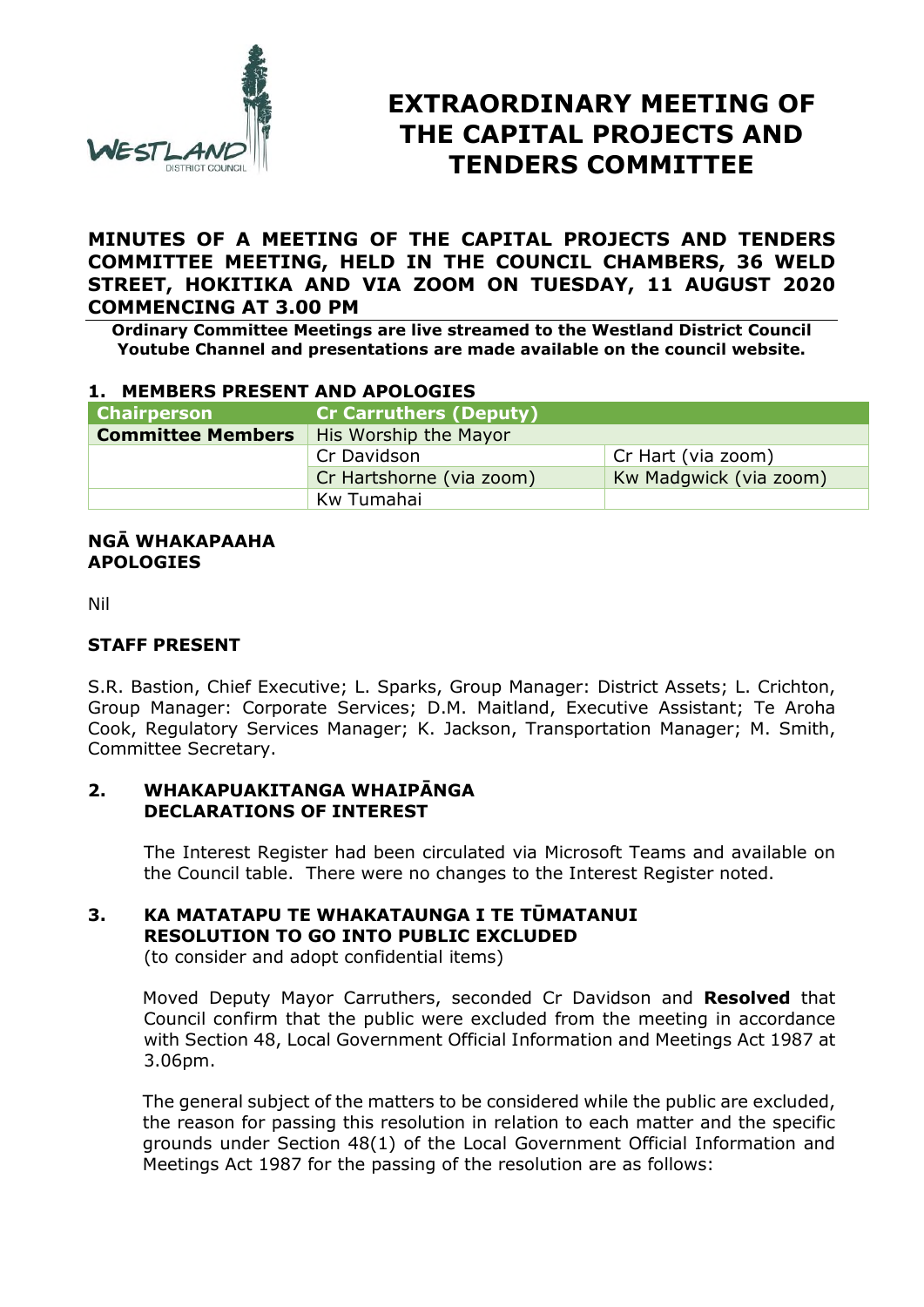# EXTRAORDINARY MEETING OF THE CAPITAL PROJECTS AND TENDERS COMMITTEE

## MINUTES OF A MEETING OF THE CAPITAL PROJECTS AND TENDERS COMMITTEE MEETING, HELD IN THE COUNCIL CHAMBERS, 36 WELD STREET, HOKITIKA AND VIA ZOOM ON TUESDAY, 11 AUGUST 2020 COMMENCING AT 3.00 PM

**Ordinary Committee Meetings are live streamed to the Westland District Council Youtube Channel and presentations are made available on the council website.**

### 1. MEMBERS PRESENT AND APOLOGIES

| | | |
|---|---|---|
| **Chairperson** | **Cr Carruthers (Deputy)** | |
| **Committee Members** | His Worship the Mayor | |
| | Cr Davidson | Cr Hart (via zoom) |
| | Cr Hartshorne (via zoom) | Kw Madgwick (via zoom) |
| | Kw Tumahai | |

**NGĀ WHAKAPAAHA**
**APOLOGIES**

Nil

**STAFF PRESENT**

S.R. Bastion, Chief Executive; L. Sparks, Group Manager: District Assets; L. Crichton, Group Manager: Corporate Services; D.M. Maitland, Executive Assistant; Te Aroha Cook, Regulatory Services Manager; K. Jackson, Transportation Manager; M. Smith, Committee Secretary.

### 2. WHAKAPUAKITANGA WHAIPĀNGA DECLARATIONS OF INTEREST

The Interest Register had been circulated via Microsoft Teams and available on the Council table. There were no changes to the Interest Register noted.

### 3. KA MATATAPU TE WHAKATAUNGA I TE TŪMATANUI RESOLUTION TO GO INTO PUBLIC EXCLUDED

(to consider and adopt confidential items)

Moved Deputy Mayor Carruthers, seconded Cr Davidson and **Resolved** that Council confirm that the public were excluded from the meeting in accordance with Section 48, Local Government Official Information and Meetings Act 1987 at 3.06pm.

The general subject of the matters to be considered while the public are excluded, the reason for passing this resolution in relation to each matter and the specific grounds under Section 48(1) of the Local Government Official Information and Meetings Act 1987 for the passing of the resolution are as follows: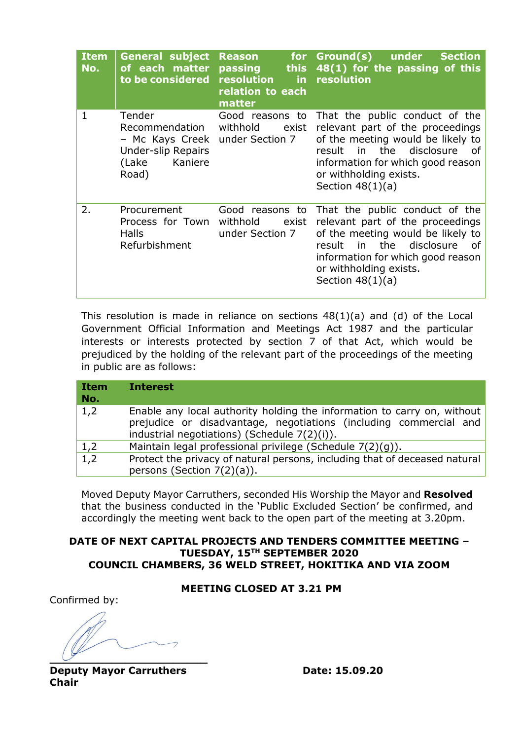| Item No. | General subject of each matter to be considered | Reason for passing this resolution in relation to each matter | Ground(s) under Section 48(1) for the passing of this resolution |
|---|---|---|---|
| 1 | Tender Recommendation – Mc Kays Creek Under-slip Repairs (Lake Kaniere Road) | Good reasons to withhold exist under Section 7 | That the public conduct of the relevant part of the proceedings of the meeting would be likely to result in the disclosure of information for which good reason or withholding exists. Section 48(1)(a) |
| 2. | Procurement Process for Town Halls Refurbishment | Good reasons to withhold exist under Section 7 | That the public conduct of the relevant part of the proceedings of the meeting would be likely to result in the disclosure of information for which good reason or withholding exists. Section 48(1)(a) |

This resolution is made in reliance on sections 48(1)(a) and (d) of the Local Government Official Information and Meetings Act 1987 and the particular interests or interests protected by section 7 of that Act, which would be prejudiced by the holding of the relevant part of the proceedings of the meeting in public are as follows:

| Item No. | Interest |
|---|---|
| 1,2 | Enable any local authority holding the information to carry on, without prejudice or disadvantage, negotiations (including commercial and industrial negotiations) (Schedule 7(2)(i)). |
| 1,2 | Maintain legal professional privilege (Schedule 7(2)(g)). |
| 1,2 | Protect the privacy of natural persons, including that of deceased natural persons (Section 7(2)(a)). |

Moved Deputy Mayor Carruthers, seconded His Worship the Mayor and **Resolved** that the business conducted in the 'Public Excluded Section' be confirmed, and accordingly the meeting went back to the open part of the meeting at 3.20pm.

**DATE OF NEXT CAPITAL PROJECTS AND TENDERS COMMITTEE MEETING – TUESDAY, 15TH SEPTEMBER 2020**
**COUNCIL CHAMBERS, 36 WELD STREET, HOKITIKA AND VIA ZOOM**

**MEETING CLOSED AT 3.21 PM**

Confirmed by:

**Deputy Mayor Carruthers**
**Chair**

**Date: 15.09.20**